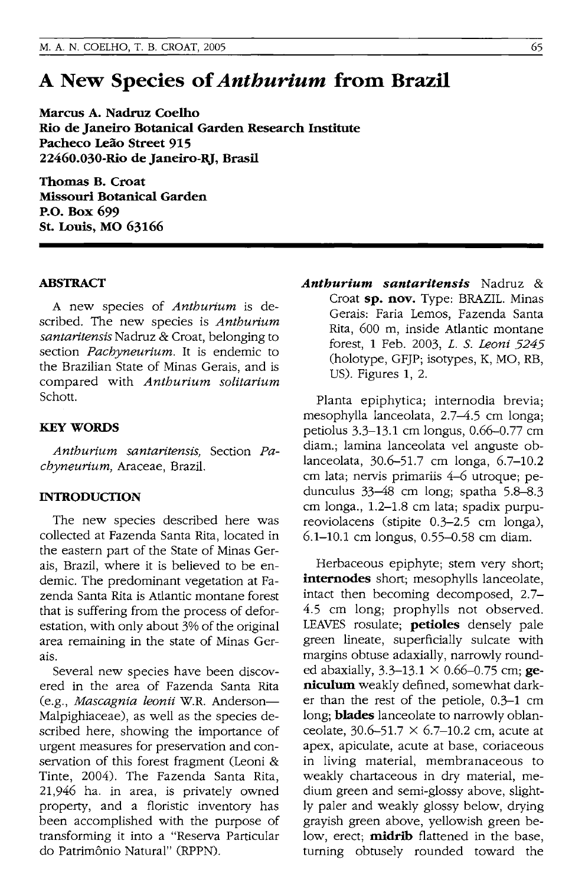# A New Species of *Anthurium* from Brazil

**Marcus A. Nadruz Coelho**
**Rio de Janeiro Botanical Garden Research Institute**
**Pacheco Leão Street 915**
**22460.030-Rio de Janeiro-RJ, Brasil**

**Thomas B. Croat**
**Missouri Botanical Garden**
**P.O. Box 699**
**St. Louis, MO 63166**

## ABSTRACT

A new species of *Anthurium* is described. The new species is *Anthurium santaritensis* Nadruz & Croat, belonging to section *Pachyneurium*. It is endemic to the Brazilian State of Minas Gerais, and is compared with *Anthurium solitarium* Schott.

## KEY WORDS

*Anthurium santaritensis,* Section *Pachyneurium,* Araceae, Brazil.

## INTRODUCTION

The new species described here was collected at Fazenda Santa Rita, located in the eastern part of the State of Minas Gerais, Brazil, where it is believed to be endemic. The predominant vegetation at Fazenda Santa Rita is Atlantic montane forest that is suffering from the process of deforestation, with only about 3% of the original area remaining in the state of Minas Gerais.

Several new species have been discovered in the area of Fazenda Santa Rita (e.g., *Mascagnia leonii* W.R. Anderson—Malpighiaceae), as well as the species described here, showing the importance of urgent measures for preservation and conservation of this forest fragment (Leoni & Tinte, 2004). The Fazenda Santa Rita, 21,946 ha. in area, is privately owned property, and a floristic inventory has been accomplished with the purpose of transforming it into a "Reserva Particular do Patrimônio Natural" (RPPN).

***Anthurium santaritensis*** Nadruz & Croat **sp. nov.** Type: BRAZIL. Minas Gerais: Faria Lemos, Fazenda Santa Rita, 600 m, inside Atlantic montane forest, 1 Feb. 2003, *L. S. Leoni 5245* (holotype, GFJP; isotypes, K, MO, RB, US). Figures 1, 2.

Planta epiphytica; internodia brevia; mesophylla lanceolata, 2.7–4.5 cm longa; petiolus 3.3–13.1 cm longus, 0.66–0.77 cm diam.; lamina lanceolata vel anguste oblanceolata, 30.6–51.7 cm longa, 6.7–10.2 cm lata; nervis primariis 4–6 utroque; pedunculus 33–48 cm long; spatha 5.8–8.3 cm longa., 1.2–1.8 cm lata; spadix purpureoviolacens (stipite 0.3–2.5 cm longa), 6.1–10.1 cm longus, 0.55–0.58 cm diam.

Herbaceous epiphyte; stem very short; **internodes** short; mesophylls lanceolate, intact then becoming decomposed, 2.7–4.5 cm long; prophylls not observed. LEAVES rosulate; **petioles** densely pale green lineate, superficially sulcate with margins obtuse adaxially, narrowly rounded abaxially, 3.3–13.1 × 0.66–0.75 cm; **geniculum** weakly defined, somewhat darker than the rest of the petiole, 0.3–1 cm long; **blades** lanceolate to narrowly oblanceolate, 30.6–51.7 × 6.7–10.2 cm, acute at apex, apiculate, acute at base, coriaceous in living material, membranaceous to weakly chartaceous in dry material, medium green and semi-glossy above, slightly paler and weakly glossy below, drying grayish green above, yellowish green below, erect; **midrib** flattened in the base, turning obtusely rounded toward the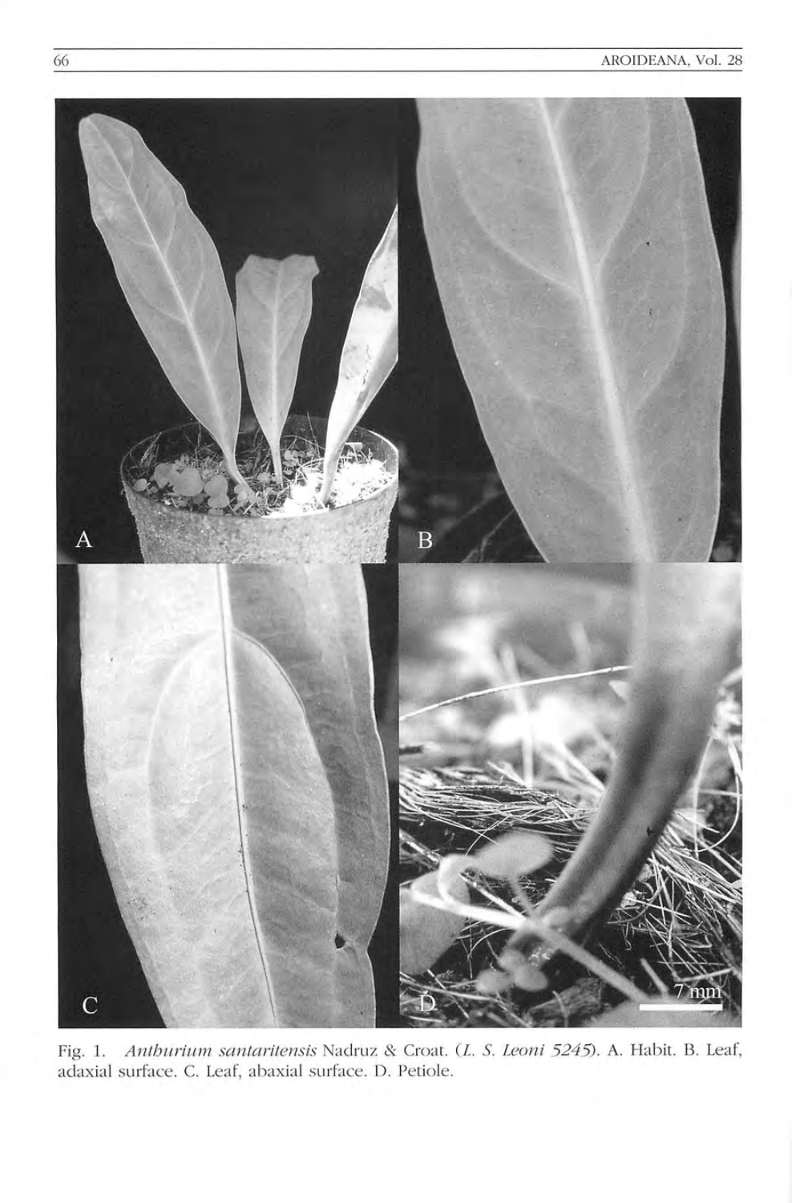Fig. 1. *Anthurium santaritensis* Nadruz & Croat. (*L. S. Leoni 5245*). A. Habit. B. Leaf, adaxial surface. C. Leaf, abaxial surface. D. Petiole.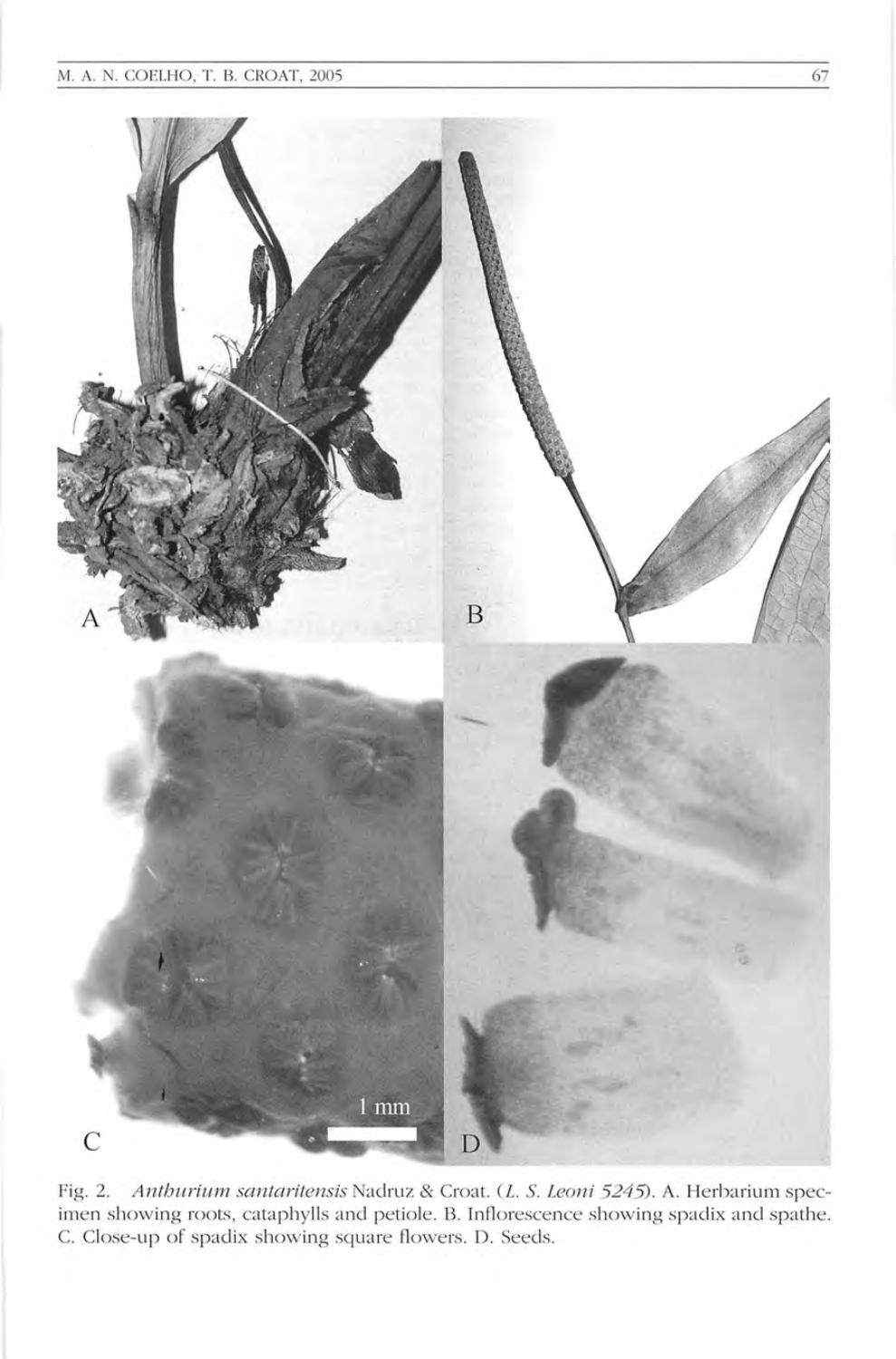Fig. 2. *Anthurium santaritensis* Nadruz & Croat. (*L. S. Leoni 5245*). A. Herbarium specimen showing roots, cataphylls and petiole. B. Inflorescence showing spadix and spathe. C. Close-up of spadix showing square flowers. D. Seeds.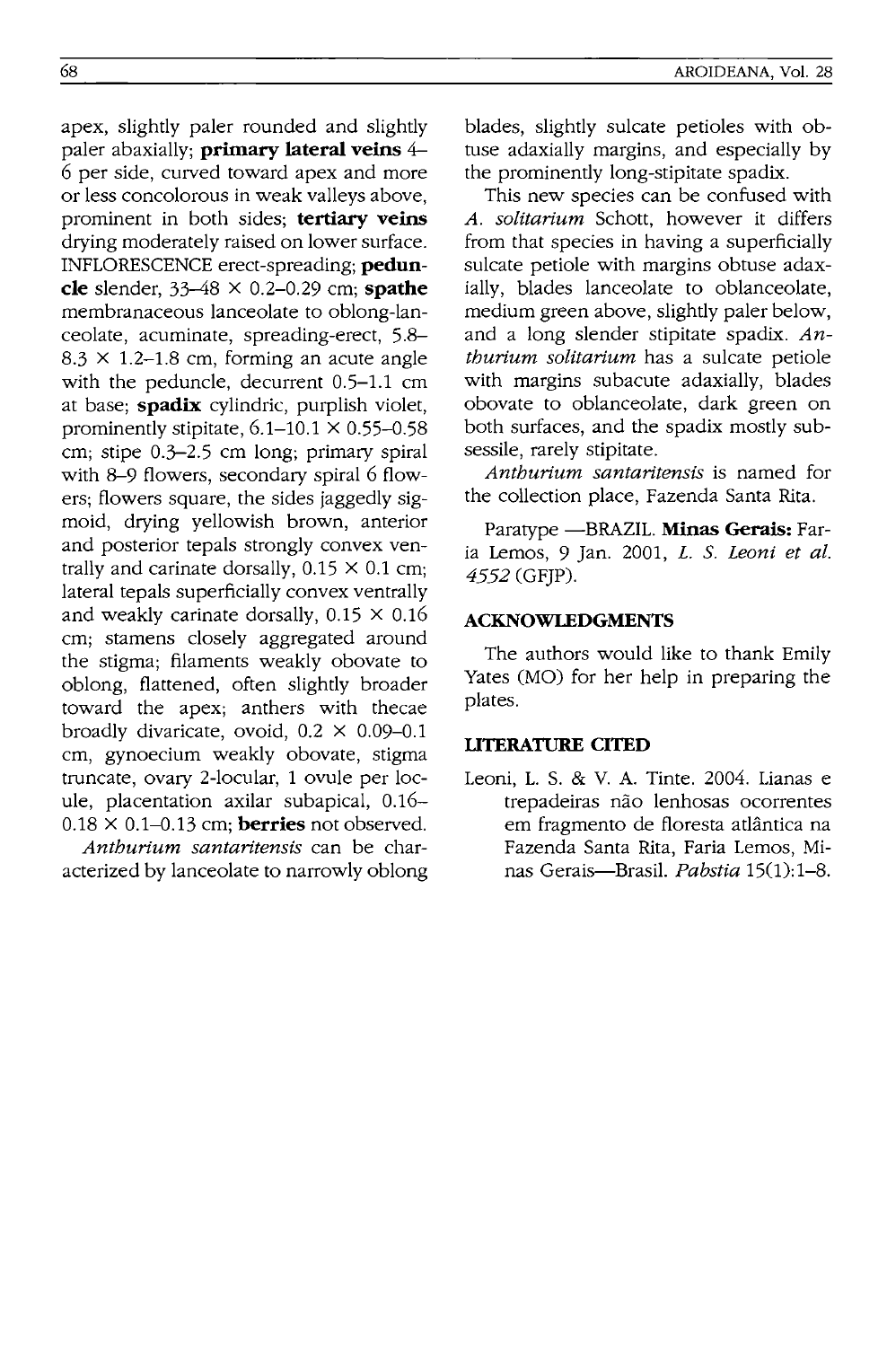apex, slightly paler rounded and slightly paler abaxially; **primary lateral veins** 4–6 per side, curved toward apex and more or less concolorous in weak valleys above, prominent in both sides; **tertiary veins** drying moderately raised on lower surface. INFLORESCENCE erect-spreading; **peduncle** slender, 33–48 × 0.2–0.29 cm; **spathe** membranaceous lanceolate to oblong-lanceolate, acuminate, spreading-erect, 5.8–8.3 × 1.2–1.8 cm, forming an acute angle with the peduncle, decurrent 0.5–1.1 cm at base; **spadix** cylindric, purplish violet, prominently stipitate, 6.1–10.1 × 0.55–0.58 cm; stipe 0.3–2.5 cm long; primary spiral with 8–9 flowers, secondary spiral 6 flowers; flowers square, the sides jaggedly sigmoid, drying yellowish brown, anterior and posterior tepals strongly convex ventrally and carinate dorsally, 0.15 × 0.1 cm; lateral tepals superficially convex ventrally and weakly carinate dorsally, 0.15 × 0.16 cm; stamens closely aggregated around the stigma; filaments weakly obovate to oblong, flattened, often slightly broader toward the apex; anthers with thecae broadly divaricate, ovoid, 0.2 × 0.09–0.1 cm, gynoecium weakly obovate, stigma truncate, ovary 2-locular, 1 ovule per locule, placentation axilar subapical, 0.16–0.18 × 0.1–0.13 cm; **berries** not observed.

*Anthurium santaritensis* can be characterized by lanceolate to narrowly oblong blades, slightly sulcate petioles with obtuse adaxially margins, and especially by the prominently long-stipitate spadix.

This new species can be confused with *A. solitarium* Schott, however it differs from that species in having a superficially sulcate petiole with margins obtuse adaxially, blades lanceolate to oblanceolate, medium green above, slightly paler below, and a long slender stipitate spadix. *Anthurium solitarium* has a sulcate petiole with margins subacute adaxially, blades obovate to oblanceolate, dark green on both surfaces, and the spadix mostly subsessile, rarely stipitate.

*Anthurium santaritensis* is named for the collection place, Fazenda Santa Rita.

Paratype —BRAZIL. **Minas Gerais:** Faria Lemos, 9 Jan. 2001, *L. S. Leoni et al. 4552* (GFJP).

## ACKNOWLEDGMENTS

The authors would like to thank Emily Yates (MO) for her help in preparing the plates.

## LITERATURE CITED

Leoni, L. S. & V. A. Tinte. 2004. Lianas e trepadeiras não lenhosas ocorrentes em fragmento de floresta atlântica na Fazenda Santa Rita, Faria Lemos, Minas Gerais—Brasil. *Pabstia* 15(1):1–8.